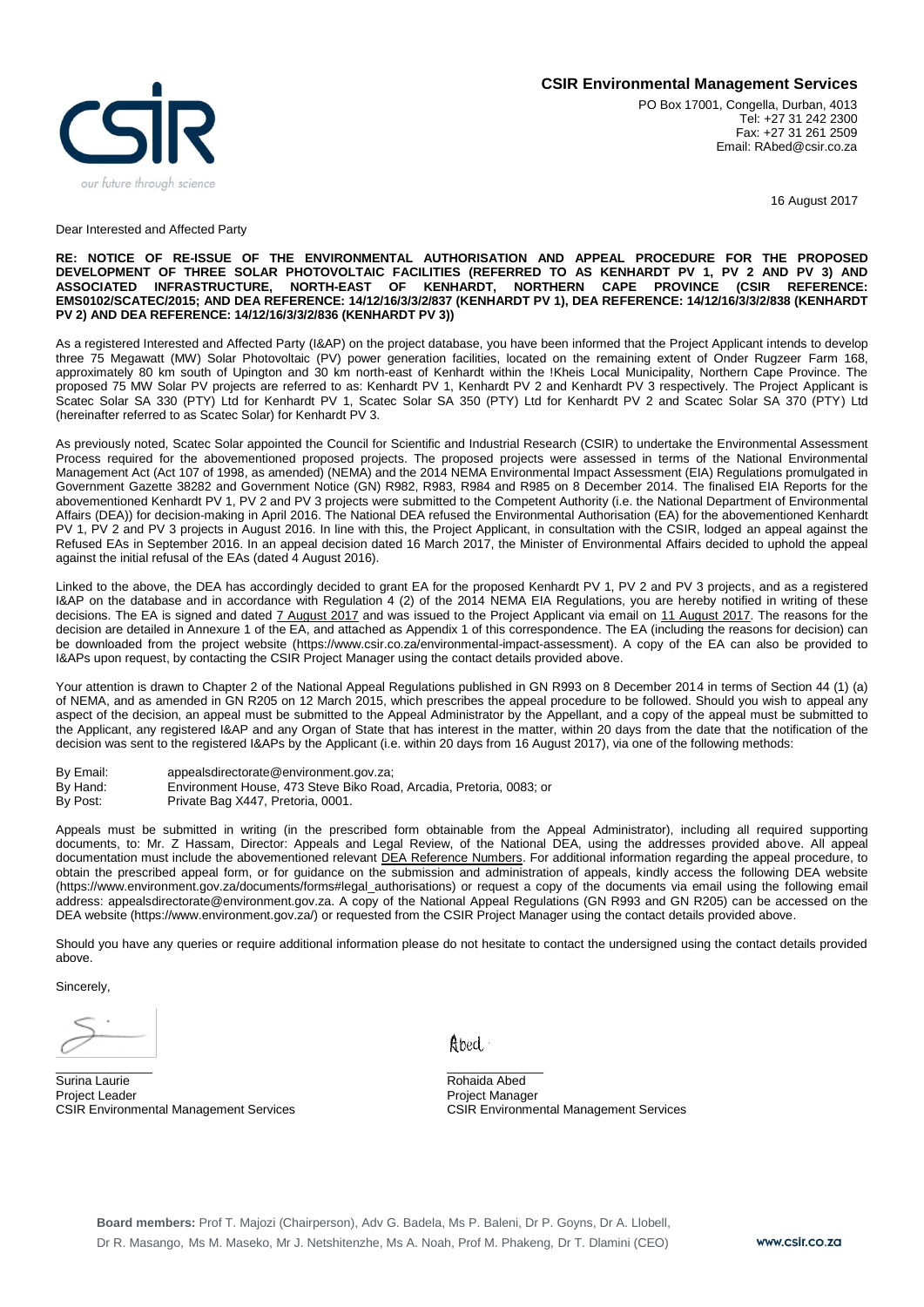**CSIR Environmental Management Services**

PO Box 17001, Congella, Durban, 4013
Tel: +27 31 242 2300
Fax: +27 31 261 2509
Email: RAbed@csir.co.za

16 August 2017

Dear Interested and Affected Party

**RE: NOTICE OF RE-ISSUE OF THE ENVIRONMENTAL AUTHORISATION AND APPEAL PROCEDURE FOR THE PROPOSED DEVELOPMENT OF THREE SOLAR PHOTOVOLTAIC FACILITIES (REFERRED TO AS KENHARDT PV 1, PV 2 AND PV 3) AND ASSOCIATED INFRASTRUCTURE, NORTH-EAST OF KENHARDT, NORTHERN CAPE PROVINCE (CSIR REFERENCE: EMS0102/SCATEC/2015; AND DEA REFERENCE: 14/12/16/3/3/2/837 (KENHARDT PV 1), DEA REFERENCE: 14/12/16/3/3/2/838 (KENHARDT PV 2) AND DEA REFERENCE: 14/12/16/3/3/2/836 (KENHARDT PV 3))**

As a registered Interested and Affected Party (I&AP) on the project database, you have been informed that the Project Applicant intends to develop three 75 Megawatt (MW) Solar Photovoltaic (PV) power generation facilities, located on the remaining extent of Onder Rugzeer Farm 168, approximately 80 km south of Upington and 30 km north-east of Kenhardt within the !Kheis Local Municipality, Northern Cape Province. The proposed 75 MW Solar PV projects are referred to as: Kenhardt PV 1, Kenhardt PV 2 and Kenhardt PV 3 respectively. The Project Applicant is Scatec Solar SA 330 (PTY) Ltd for Kenhardt PV 1, Scatec Solar SA 350 (PTY) Ltd for Kenhardt PV 2 and Scatec Solar SA 370 (PTY) Ltd (hereinafter referred to as Scatec Solar) for Kenhardt PV 3.

As previously noted, Scatec Solar appointed the Council for Scientific and Industrial Research (CSIR) to undertake the Environmental Assessment Process required for the abovementioned proposed projects. The proposed projects were assessed in terms of the National Environmental Management Act (Act 107 of 1998, as amended) (NEMA) and the 2014 NEMA Environmental Impact Assessment (EIA) Regulations promulgated in Government Gazette 38282 and Government Notice (GN) R982, R983, R984 and R985 on 8 December 2014. The finalised EIA Reports for the abovementioned Kenhardt PV 1, PV 2 and PV 3 projects were submitted to the Competent Authority (i.e. the National Department of Environmental Affairs (DEA)) for decision-making in April 2016. The National DEA refused the Environmental Authorisation (EA) for the abovementioned Kenhardt PV 1, PV 2 and PV 3 projects in August 2016. In line with this, the Project Applicant, in consultation with the CSIR, lodged an appeal against the Refused EAs in September 2016. In an appeal decision dated 16 March 2017, the Minister of Environmental Affairs decided to uphold the appeal against the initial refusal of the EAs (dated 4 August 2016).

Linked to the above, the DEA has accordingly decided to grant EA for the proposed Kenhardt PV 1, PV 2 and PV 3 projects, and as a registered I&AP on the database and in accordance with Regulation 4 (2) of the 2014 NEMA EIA Regulations, you are hereby notified in writing of these decisions. The EA is signed and dated 7 August 2017 and was issued to the Project Applicant via email on 11 August 2017. The reasons for the decision are detailed in Annexure 1 of the EA, and attached as Appendix 1 of this correspondence. The EA (including the reasons for decision) can be downloaded from the project website (https://www.csir.co.za/environmental-impact-assessment). A copy of the EA can also be provided to I&APs upon request, by contacting the CSIR Project Manager using the contact details provided above.

Your attention is drawn to Chapter 2 of the National Appeal Regulations published in GN R993 on 8 December 2014 in terms of Section 44 (1) (a) of NEMA, and as amended in GN R205 on 12 March 2015, which prescribes the appeal procedure to be followed. Should you wish to appeal any aspect of the decision, an appeal must be submitted to the Appeal Administrator by the Appellant, and a copy of the appeal must be submitted to the Applicant, any registered I&AP and any Organ of State that has interest in the matter, within 20 days from the date that the notification of the decision was sent to the registered I&APs by the Applicant (i.e. within 20 days from 16 August 2017), via one of the following methods:

By Email: appealsdirectorate@environment.gov.za;
By Hand: Environment House, 473 Steve Biko Road, Arcadia, Pretoria, 0083; or
By Post: Private Bag X447, Pretoria, 0001.

Appeals must be submitted in writing (in the prescribed form obtainable from the Appeal Administrator), including all required supporting documents, to: Mr. Z Hassam, Director: Appeals and Legal Review, of the National DEA, using the addresses provided above. All appeal documentation must include the abovementioned relevant DEA Reference Numbers. For additional information regarding the appeal procedure, to obtain the prescribed appeal form, or for guidance on the submission and administration of appeals, kindly access the following DEA website (https://www.environment.gov.za/documents/forms#legal_authorisations) or request a copy of the documents via email using the following email address: appealsdirectorate@environment.gov.za. A copy of the National Appeal Regulations (GN R993 and GN R205) can be accessed on the DEA website (https://www.environment.gov.za/) or requested from the CSIR Project Manager using the contact details provided above.

Should you have any queries or require additional information please do not hesitate to contact the undersigned using the contact details provided above.

Sincerely,

Surina Laurie
Project Leader
CSIR Environmental Management Services

Rohaida Abed
Project Manager
CSIR Environmental Management Services

**Board members:** Prof T. Majozi (Chairperson), Adv G. Badela, Ms P. Baleni, Dr P. Goyns, Dr A. Llobell, Dr R. Masango, Ms M. Maseko, Mr J. Netshitenzhe, Ms A. Noah, Prof M. Phakeng, Dr T. Dlamini (CEO)

www.csir.co.za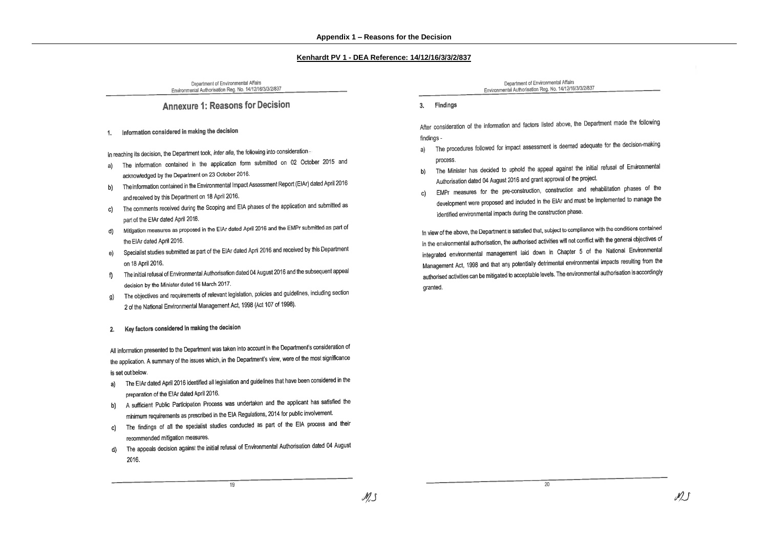**Appendix 1 – Reasons for the Decision**

**Kenhardt PV 1 - DEA Reference: 14/12/16/3/3/2/837**

Department of Environmental Affairs
Environmental Authorisation Reg. No. 14/12/16/3/3/2/837

# Annexure 1: Reasons for Decision

## 1. Information considered in making the decision

In reaching its decision, the Department took, *inter alia*, the following into consideration -

a) The information contained in the application form submitted on 02 October 2015 and acknowledged by the Department on 23 October 2016.
b) The information contained in the Environmental Impact Assessment Report (EIAr) dated April 2016 and received by this Department on 18 April 2016.
c) The comments received during the Scoping and EIA phases of the application and submitted as part of the EIAr dated April 2016.
d) Mitigation measures as proposed in the EIAr dated April 2016 and the EMPr submitted as part of the EIAr dated April 2016.
e) Specialist studies submitted as part of the EIAr dated April 2016 and received by this Department on 18 April 2016.
f) The initial refusal of Environmental Authorisation dated 04 August 2016 and the subsequent appeal decision by the Minister dated 16 March 2017.
g) The objectives and requirements of relevant legislation, policies and guidelines, including section 2 of the National Environmental Management Act, 1998 (Act 107 of 1998).

## 2. Key factors considered in making the decision

All information presented to the Department was taken into account in the Department's consideration of the application. A summary of the issues which, in the Department's view, were of the most significance is set out below.

a) The EIAr dated April 2016 identified all legislation and guidelines that have been considered in the preparation of the EIAr dated April 2016.
b) A sufficient Public Participaton Process was undertaken and the applicant has satisfied the minimum requirements as prescribed in the EIA Regulations, 2014 for public involvement.
c) The findings of all the specialist studies conducted as part of the EIA process and their recommended mitigation measures.
d) The appeals decision against the initial refusal of Environmental Authorisation dated 04 August 2016.

Department of Environmental Affairs
Environmental Authorisation Reg. No. 14/12/16/3/3/2/837

## 3. Findings

After consideration of the information and factors listed above, the Department made the following findings -

a) The procedures followed for impact assessment is deemed adequate for the decision-making process.
b) The Minister has decided to uphold the appeal against the initial refusal of Environmental Authorisation dated 04 August 2016 and grant approval of the project.
c) EMPr measures for the pre-construction, construction and rehabilitation phases of the development were proposed and included in the EIAr and must be implemented to manage the identified environmental impacts during the construction phase.

In view of the above, the Department is satisfied that, subject to compliance with the conditions contained in the environmental authorisation, the authorised activities will not conflict with the general objectives of integrated environmental management laid down in Chapter 5 of the National Environmental Management Act, 1998 and that any potentially detrimental environmental impacts resulting from the authorised activities can be mitigated to acceptable levels. The environmental authorisation is accordingly granted.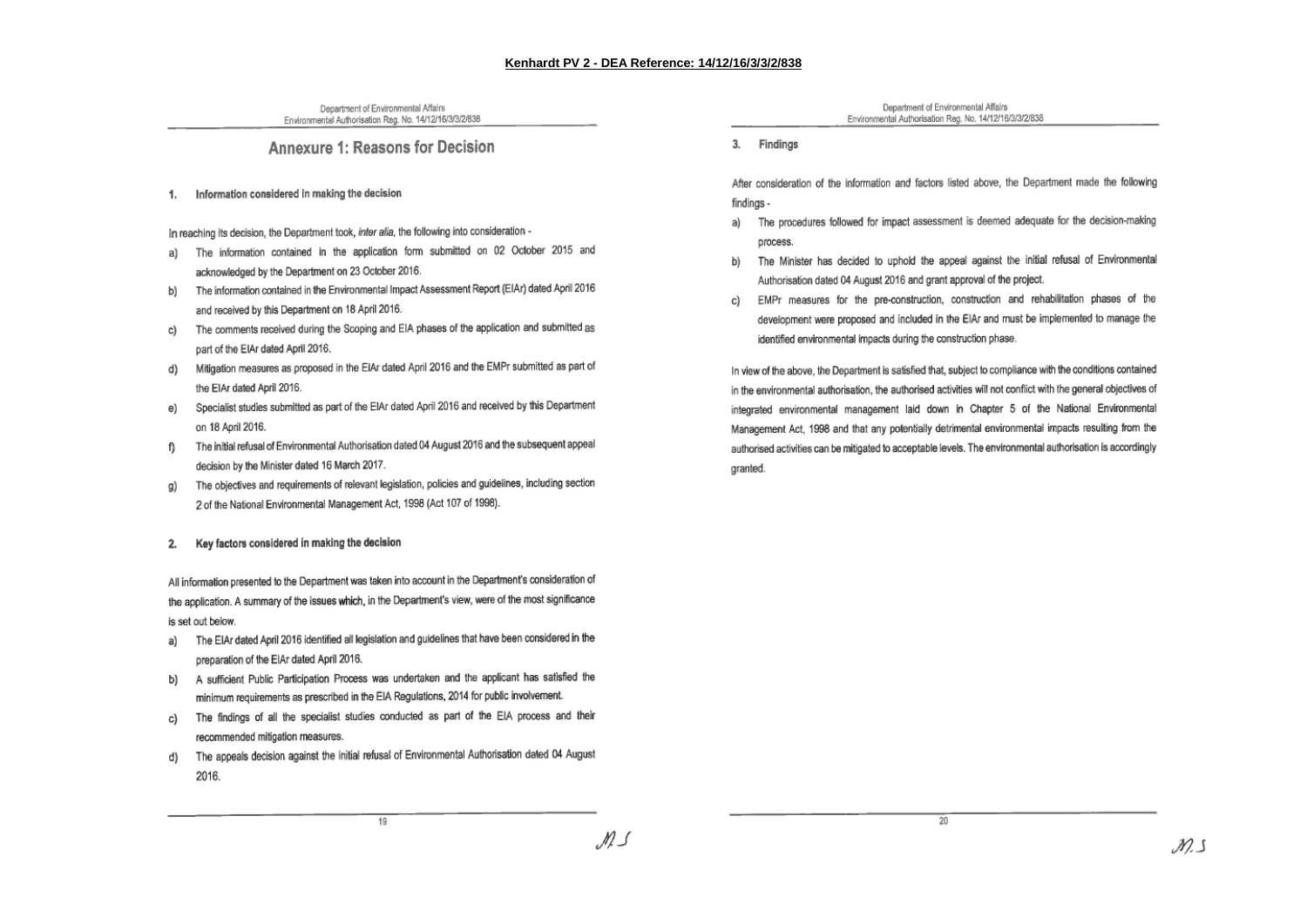**Kenhardt PV 2 - DEA Reference: 14/12/16/3/3/2/838**

## Annexure 1: Reasons for Decision

### 1. Information considered in making the decision

In reaching its decision, the Department took, *inter alia*, the following into consideration -

a) The information contained in the application form submitted on 02 October 2015 and acknowledged by the Department on 23 October 2016.
b) The information contained in the Environmental Impact Assessment Report (EIAr) dated April 2016 and received by this Department on 18 April 2016.
c) The comments received during the Scoping and EIA phases of the application and submitted as part of the EIAr dated April 2016.
d) Mitigation measures as proposed in the EIAr dated April 2016 and the EMPr submitted as part of the EIAr dated April 2016.
e) Specialist studies submitted as part of the EIAr dated April 2016 and received by this Department on 18 April 2016.
f) The initial refusal of Environmental Authorisation dated 04 August 2016 and the subsequent appeal decision by the Minister dated 16 March 2017.
g) The objectives and requirements of relevant legislation, policies and guidelines, including section 2 of the National Environmental Management Act, 1998 (Act 107 of 1998).

### 2. Key factors considered in making the decision

All information presented to the Department was taken into account in the Department's consideration of the application. A summary of the issues which, in the Department's view, were of the most significance is set out below.

a) The EIAr dated April 2016 identified all legislation and guidelines that have been considered in the preparation of the EIAr dated April 2016.
b) A sufficient Public Participation Process was undertaken and the applicant has satisfied the minimum requirements as prescribed in the EIA Regulations, 2014 for public involvement.
c) The findings of all the specialist studies conducted as part of the EIA process and their recommended mitigation measures.
d) The appeals decision against the initial refusal of Environmental Authorisation dated 04 August 2016.

### 3. Findings

After consideration of the information and factors listed above, the Department made the following findings -

a) The procedures followed for impact assessment is deemed adequate for the decision-making process.
b) The Minister has decided to uphold the appeal against the initial refusal of Environmental Authorisation dated 04 August 2016 and grant approval of the project.
c) EMPr measures for the pre-construction, construction and rehabilitation phases of the development were proposed and included in the EIAr and must be implemented to manage the identified environmental impacts during the construction phase.

In view of the above, the Department is satisfied that, subject to compliance with the conditions contained in the environmental authorisation, the authorised activities will not conflict with the general objectives of integrated environmental management laid down in Chapter 5 of the National Environmental Management Act, 1998 and that any potentially detrimental environmental impacts resulting from the authorised activities can be mitigated to acceptable levels. The environmental authorisation is accordingly granted.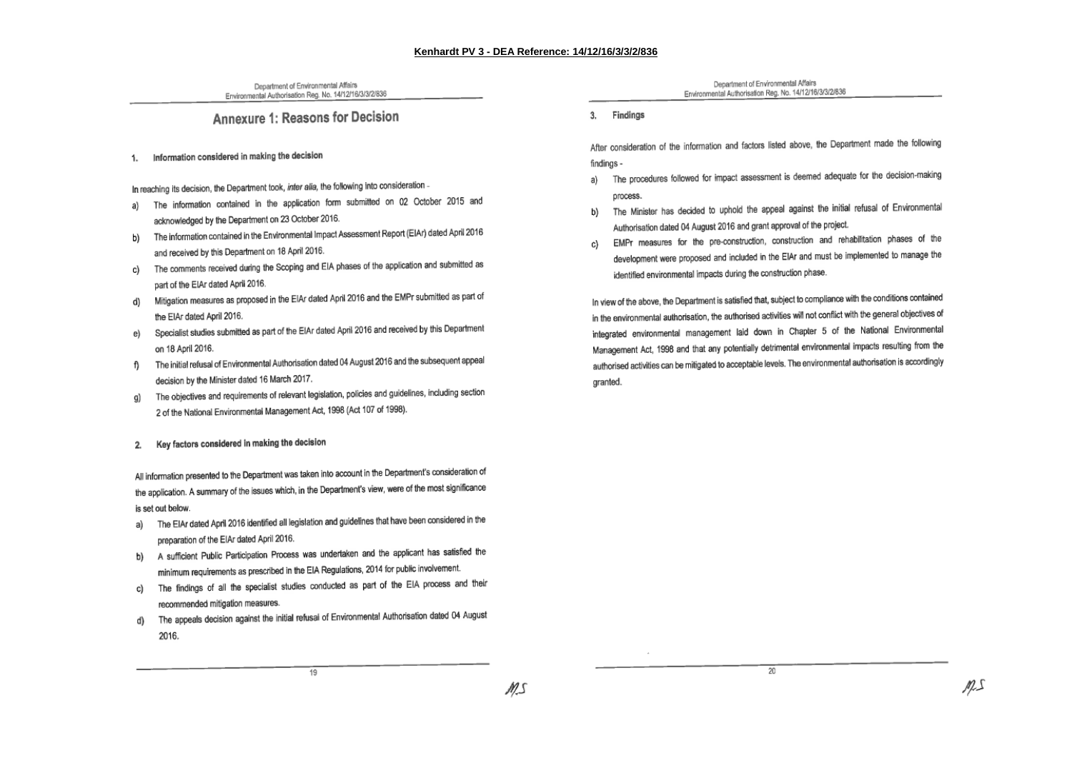**Kenhardt PV 3 - DEA Reference: 14/12/16/3/3/2/836**

Department of Environmental Affairs
Environmental Authorisation Reg. No. 14/12/16/3/3/2/836

# Annexure 1: Reasons for Decision

## 1. Information considered in making the decision

In reaching its decision, the Department took, *inter alia*, the following into consideration -

a) The information contained in the application form submitted on 02 October 2015 and acknowledged by the Department on 23 October 2016.
b) The information contained in the Environmental Impact Assessment Report (EIAr) dated April 2016 and received by this Department on 18 April 2016.
c) The comments received during the Scoping and EIA phases of the application and submitted as part of the EIAr dated April 2016.
d) Mitigation measures as proposed in the EIAr dated April 2016 and the EMPr submitted as part of the EIAr dated April 2016.
e) Specialist studies submitted as part of the EIAr dated April 2016 and received by this Department on 18 April 2016.
f) The initial refusal of Environmental Authorisation dated 04 August 2016 and the subsequent appeal decision by the Minister dated 16 March 2017.
g) The objectives and requirements of relevant legislation, policies and guidelines, including section 2 of the National Environmental Management Act, 1998 (Act 107 of 1998).

## 2. Key factors considered in making the decision

All information presented to the Department was taken into account in the Department's consideration of the application. A summary of the issues which, in the Department's view, were of the most significance is set out below.

a) The EIAr dated April 2016 identified all legislation and guidelines that have been considered in the preparation of the EIAr dated April 2016.
b) A sufficient Public Participation Process was undertaken and the applicant has satisfied the minimum requirements as prescribed in the EIA Regulations, 2014 for public involvement.
c) The findings of all the specialist studies conducted as part of the EIA process and their recommended mitigation measures.
d) The appeals decision against the initial refusal of Environmental Authorisation dated 04 August 2016.

M.S

Department of Environmental Affairs
Environmental Authorisation Reg. No. 14/12/16/3/3/2/836

## 3. Findings

After consideration of the information and factors listed above, the Department made the following findings -

a) The procedures followed for impact assessment is deemed adequate for the decision-making process.
b) The Minister has decided to uphold the appeal against the initial refusal of Environmental Authorisation dated 04 August 2016 and grant approval of the project.
c) EMPr measures for the pre-construction, construction and rehabilitation phases of the development were proposed and included in the EIAr and must be implemented to manage the identified environmental impacts during the construction phase.

In view of the above, the Department is satisfied that, subject to compliance with the conditions contained in the environmental authorisation, the authorised activities will not conflict with the general objectives of integrated environmental management laid down in Chapter 5 of the National Environmental Management Act, 1998 and that any potentially detrimental environmental impacts resulting from the authorised activities can be mitigated to acceptable levels. The environmental authorisation is accordingly granted.

M.S